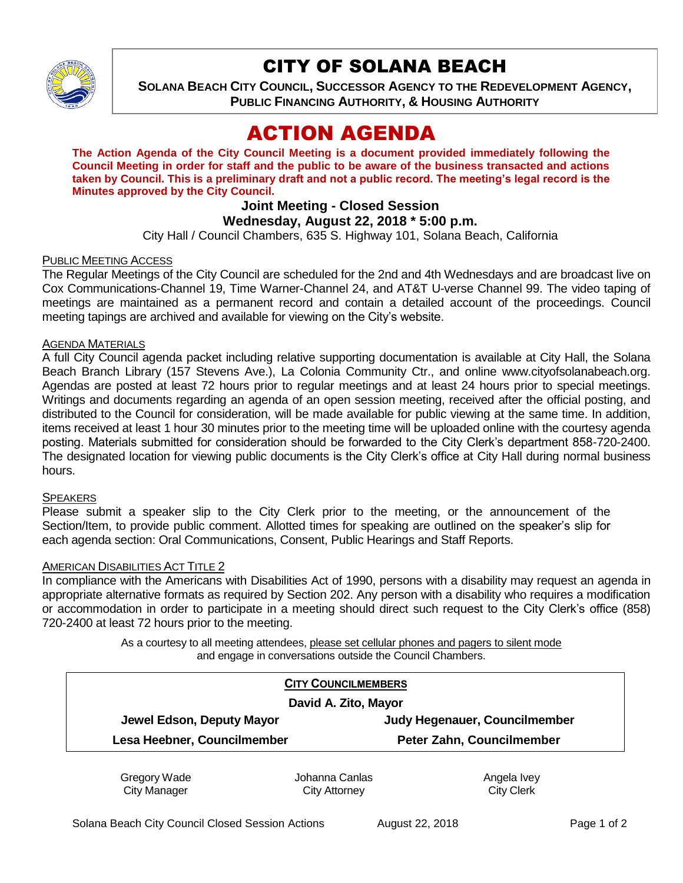# CITY OF SOLANA BEACH

**SOLANA BEACH CITY COUNCIL, SUCCESSOR AGENCY TO THE REDEVELOPMENT AGENCY, PUBLIC FINANCING AUTHORITY, & HOUSING AUTHORITY**

# ACTION AGENDA

**The Action Agenda of the City Council Meeting is a document provided immediately following the Council Meeting in order for staff and the public to be aware of the business transacted and actions taken by Council. This is a preliminary draft and not a public record. The meeting's legal record is the Minutes approved by the City Council.**

**Joint Meeting - Closed Session**
**Wednesday, August 22, 2018 * 5:00 p.m.**
City Hall / Council Chambers, 635 S. Highway 101, Solana Beach, California

PUBLIC MEETING ACCESS

The Regular Meetings of the City Council are scheduled for the 2nd and 4th Wednesdays and are broadcast live on Cox Communications-Channel 19, Time Warner-Channel 24, and AT&T U-verse Channel 99. The video taping of meetings are maintained as a permanent record and contain a detailed account of the proceedings. Council meeting tapings are archived and available for viewing on the City's website.

AGENDA MATERIALS

A full City Council agenda packet including relative supporting documentation is available at City Hall, the Solana Beach Branch Library (157 Stevens Ave.), La Colonia Community Ctr., and online www.cityofsolanabeach.org. Agendas are posted at least 72 hours prior to regular meetings and at least 24 hours prior to special meetings. Writings and documents regarding an agenda of an open session meeting, received after the official posting, and distributed to the Council for consideration, will be made available for public viewing at the same time. In addition, items received at least 1 hour 30 minutes prior to the meeting time will be uploaded online with the courtesy agenda posting. Materials submitted for consideration should be forwarded to the City Clerk's department 858-720-2400. The designated location for viewing public documents is the City Clerk's office at City Hall during normal business hours.

SPEAKERS

Please submit a speaker slip to the City Clerk prior to the meeting, or the announcement of the Section/Item, to provide public comment. Allotted times for speaking are outlined on the speaker's slip for each agenda section: Oral Communications, Consent, Public Hearings and Staff Reports.

AMERICAN DISABILITIES ACT TITLE 2

In compliance with the Americans with Disabilities Act of 1990, persons with a disability may request an agenda in appropriate alternative formats as required by Section 202. Any person with a disability who requires a modification or accommodation in order to participate in a meeting should direct such request to the City Clerk's office (858) 720-2400 at least 72 hours prior to the meeting.

As a courtesy to all meeting attendees, please set cellular phones and pagers to silent mode and engage in conversations outside the Council Chambers.

**CITY COUNCILMEMBERS**

**David A. Zito, Mayor**

| | |
|---|---|
| **Jewel Edson, Deputy Mayor** | **Judy Hegenauer, Councilmember** |
| **Lesa Heebner, Councilmember** | **Peter Zahn, Councilmember** |

| Gregory Wade | Johanna Canlas | Angela Ivey |
|---|---|---|
| City Manager | City Attorney | City Clerk |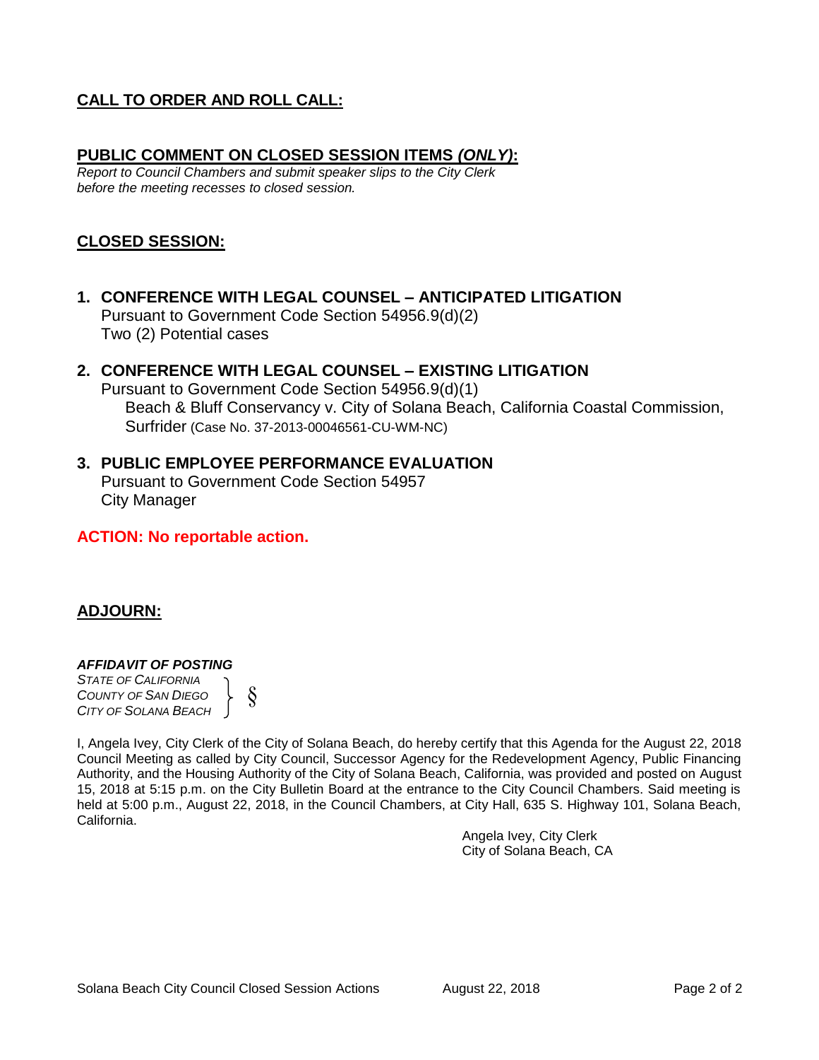## CALL TO ORDER AND ROLL CALL:

## PUBLIC COMMENT ON CLOSED SESSION ITEMS *(ONLY)*:

*Report to Council Chambers and submit speaker slips to the City Clerk before the meeting recesses to closed session.*

## CLOSED SESSION:

**1. CONFERENCE WITH LEGAL COUNSEL – ANTICIPATED LITIGATION**
Pursuant to Government Code Section 54956.9(d)(2)
Two (2) Potential cases

**2. CONFERENCE WITH LEGAL COUNSEL – EXISTING LITIGATION**
Pursuant to Government Code Section 54956.9(d)(1)
Beach & Bluff Conservancy v. City of Solana Beach, California Coastal Commission, Surfrider (Case No. 37-2013-00046561-CU-WM-NC)

**3. PUBLIC EMPLOYEE PERFORMANCE EVALUATION**
Pursuant to Government Code Section 54957
City Manager

**ACTION: No reportable action.**

## ADJOURN:

***AFFIDAVIT OF POSTING***

*STATE OF CALIFORNIA*
*COUNTY OF SAN DIEGO* §
*CITY OF SOLANA BEACH*

I, Angela Ivey, City Clerk of the City of Solana Beach, do hereby certify that this Agenda for the August 22, 2018 Council Meeting as called by City Council, Successor Agency for the Redevelopment Agency, Public Financing Authority, and the Housing Authority of the City of Solana Beach, California, was provided and posted on August 15, 2018 at 5:15 p.m. on the City Bulletin Board at the entrance to the City Council Chambers. Said meeting is held at 5:00 p.m., August 22, 2018, in the Council Chambers, at City Hall, 635 S. Highway 101, Solana Beach, California.

Angela Ivey, City Clerk
City of Solana Beach, CA